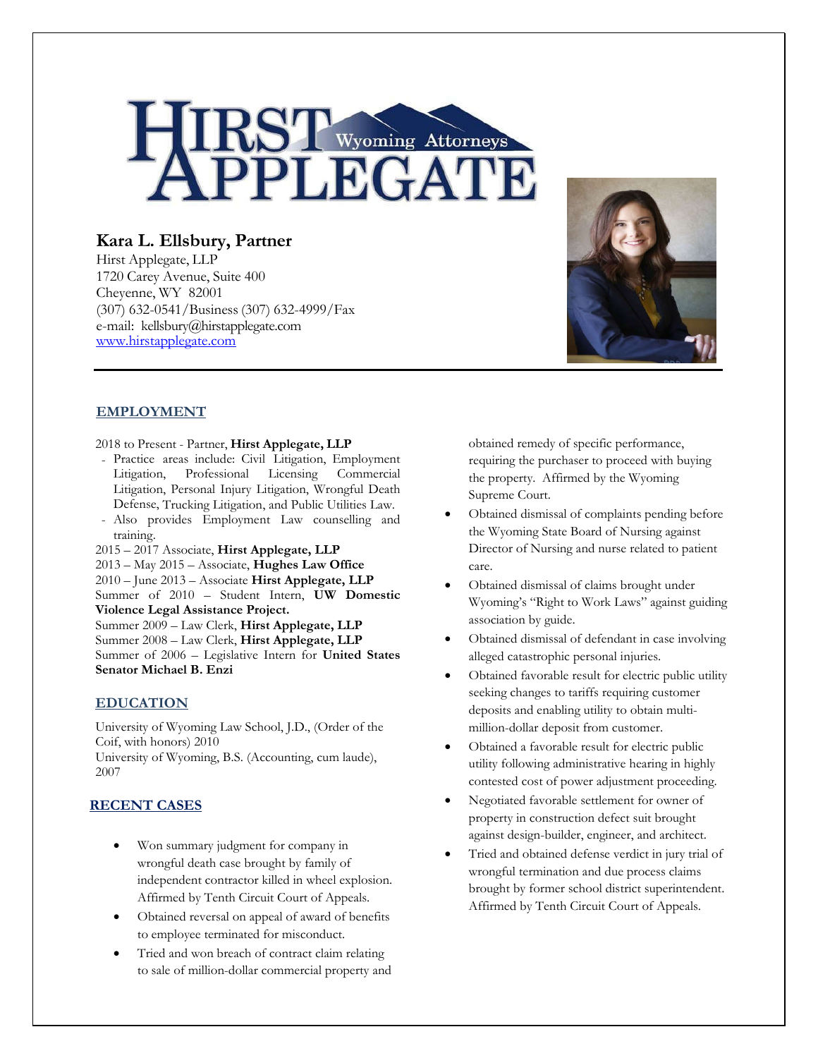# Kara L. Ellsbury, Partner

Hirst Applegate, LLP
1720 Carey Avenue, Suite 400
Cheyenne, WY 82001
(307) 632-0541/Business (307) 632-4999/Fax
e-mail: kellsbury@hirstapplegate.com
www.hirstapplegate.com

## EMPLOYMENT

2018 to Present - Partner, **Hirst Applegate, LLP**

- Practice areas include: Civil Litigation, Employment Litigation, Professional Licensing Commercial Litigation, Personal Injury Litigation, Wrongful Death Defense, Trucking Litigation, and Public Utilities Law.
- Also provides Employment Law counselling and training.

2015 – 2017 Associate, **Hirst Applegate, LLP**
2013 – May 2015 – Associate, **Hughes Law Office**
2010 – June 2013 – Associate **Hirst Applegate, LLP**
Summer of 2010 – Student Intern, **UW Domestic Violence Legal Assistance Project.**
Summer 2009 – Law Clerk, **Hirst Applegate, LLP**
Summer 2008 – Law Clerk, **Hirst Applegate, LLP**
Summer of 2006 – Legislative Intern for **United States Senator Michael B. Enzi**

## EDUCATION

University of Wyoming Law School, J.D., (Order of the Coif, with honors) 2010
University of Wyoming, B.S. (Accounting, cum laude), 2007

## RECENT CASES

- Won summary judgment for company in wrongful death case brought by family of independent contractor killed in wheel explosion. Affirmed by Tenth Circuit Court of Appeals.
- Obtained reversal on appeal of award of benefits to employee terminated for misconduct.
- Tried and won breach of contract claim relating to sale of million-dollar commercial property and obtained remedy of specific performance, requiring the purchaser to proceed with buying the property. Affirmed by the Wyoming Supreme Court.
- Obtained dismissal of complaints pending before the Wyoming State Board of Nursing against Director of Nursing and nurse related to patient care.
- Obtained dismissal of claims brought under Wyoming's "Right to Work Laws" against guiding association by guide.
- Obtained dismissal of defendant in case involving alleged catastrophic personal injuries.
- Obtained favorable result for electric public utility seeking changes to tariffs requiring customer deposits and enabling utility to obtain multi-million-dollar deposit from customer.
- Obtained a favorable result for electric public utility following administrative hearing in highly contested cost of power adjustment proceeding.
- Negotiated favorable settlement for owner of property in construction defect suit brought against design-builder, engineer, and architect.
- Tried and obtained defense verdict in jury trial of wrongful termination and due process claims brought by former school district superintendent. Affirmed by Tenth Circuit Court of Appeals.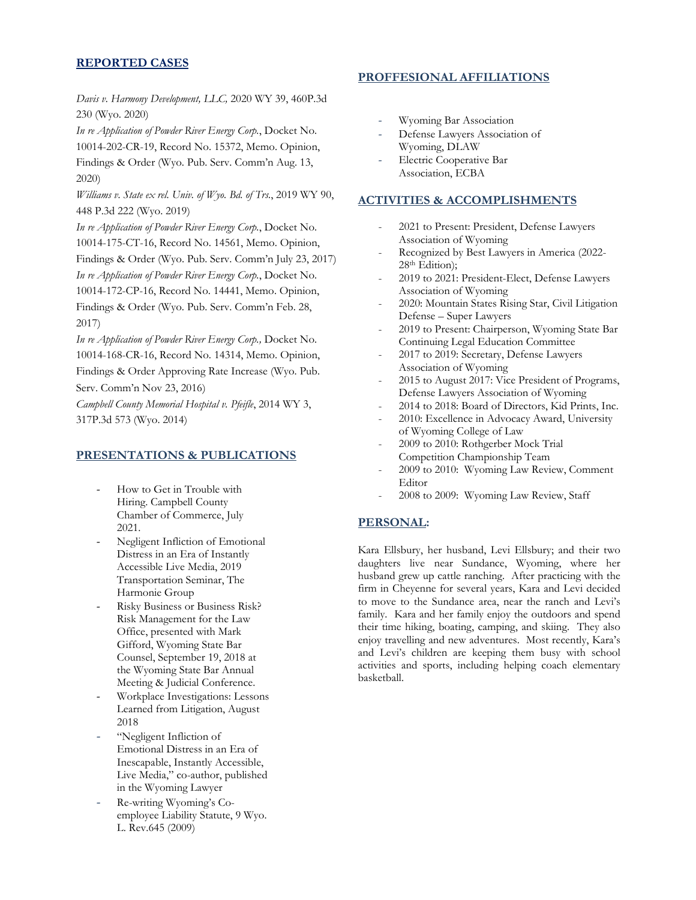## REPORTED CASES

*Davis v. Harmony Development, LLC,* 2020 WY 39, 460P.3d 230 (Wyo. 2020)

*In re Application of Powder River Energy Corp.*, Docket No. 10014-202-CR-19, Record No. 15372, Memo. Opinion, Findings & Order (Wyo. Pub. Serv. Comm'n Aug. 13, 2020)

*Williams v. State ex rel. Univ. of Wyo. Bd. of Trs.*, 2019 WY 90, 448 P.3d 222 (Wyo. 2019)

*In re Application of Powder River Energy Corp.*, Docket No. 10014-175-CT-16, Record No. 14561, Memo. Opinion, Findings & Order (Wyo. Pub. Serv. Comm'n July 23, 2017)

*In re Application of Powder River Energy Corp.*, Docket No. 10014-172-CP-16, Record No. 14441, Memo. Opinion, Findings & Order (Wyo. Pub. Serv. Comm'n Feb. 28, 2017)

*In re Application of Powder River Energy Corp.,* Docket No. 10014-168-CR-16, Record No. 14314, Memo. Opinion, Findings & Order Approving Rate Increase (Wyo. Pub. Serv. Comm'n Nov 23, 2016)

*Campbell County Memorial Hospital v. Pfeifle*, 2014 WY 3, 317P.3d 573 (Wyo. 2014)

## PRESENTATIONS & PUBLICATIONS

- How to Get in Trouble with Hiring. Campbell County Chamber of Commerce, July 2021.
- Negligent Infliction of Emotional Distress in an Era of Instantly Accessible Live Media, 2019 Transportation Seminar, The Harmonie Group
- Risky Business or Business Risk? Risk Management for the Law Office, presented with Mark Gifford, Wyoming State Bar Counsel, September 19, 2018 at the Wyoming State Bar Annual Meeting & Judicial Conference.
- Workplace Investigations: Lessons Learned from Litigation, August 2018
- "Negligent Infliction of Emotional Distress in an Era of Inescapable, Instantly Accessible, Live Media," co-author, published in the Wyoming Lawyer
- Re-writing Wyoming's Co-employee Liability Statute, 9 Wyo. L. Rev.645 (2009)

## PROFFESIONAL AFFILIATIONS

- Wyoming Bar Association
- Defense Lawyers Association of Wyoming, DLAW
- Electric Cooperative Bar Association, ECBA

## ACTIVITIES & ACCOMPLISHMENTS

- 2021 to Present: President, Defense Lawyers Association of Wyoming
- Recognized by Best Lawyers in America (2022- 28th Edition);
- 2019 to 2021: President-Elect, Defense Lawyers Association of Wyoming
- 2020: Mountain States Rising Star, Civil Litigation Defense – Super Lawyers
- 2019 to Present: Chairperson, Wyoming State Bar Continuing Legal Education Committee
- 2017 to 2019: Secretary, Defense Lawyers Association of Wyoming
- 2015 to August 2017: Vice President of Programs, Defense Lawyers Association of Wyoming
- 2014 to 2018: Board of Directors, Kid Prints, Inc.
- 2010: Excellence in Advocacy Award, University of Wyoming College of Law
- 2009 to 2010: Rothgerber Mock Trial Competition Championship Team
- 2009 to 2010: Wyoming Law Review, Comment Editor
- 2008 to 2009: Wyoming Law Review, Staff

## PERSONAL:

Kara Ellsbury, her husband, Levi Ellsbury; and their two daughters live near Sundance, Wyoming, where her husband grew up cattle ranching. After practicing with the firm in Cheyenne for several years, Kara and Levi decided to move to the Sundance area, near the ranch and Levi's family. Kara and her family enjoy the outdoors and spend their time hiking, boating, camping, and skiing. They also enjoy travelling and new adventures. Most recently, Kara's and Levi's children are keeping them busy with school activities and sports, including helping coach elementary basketball.